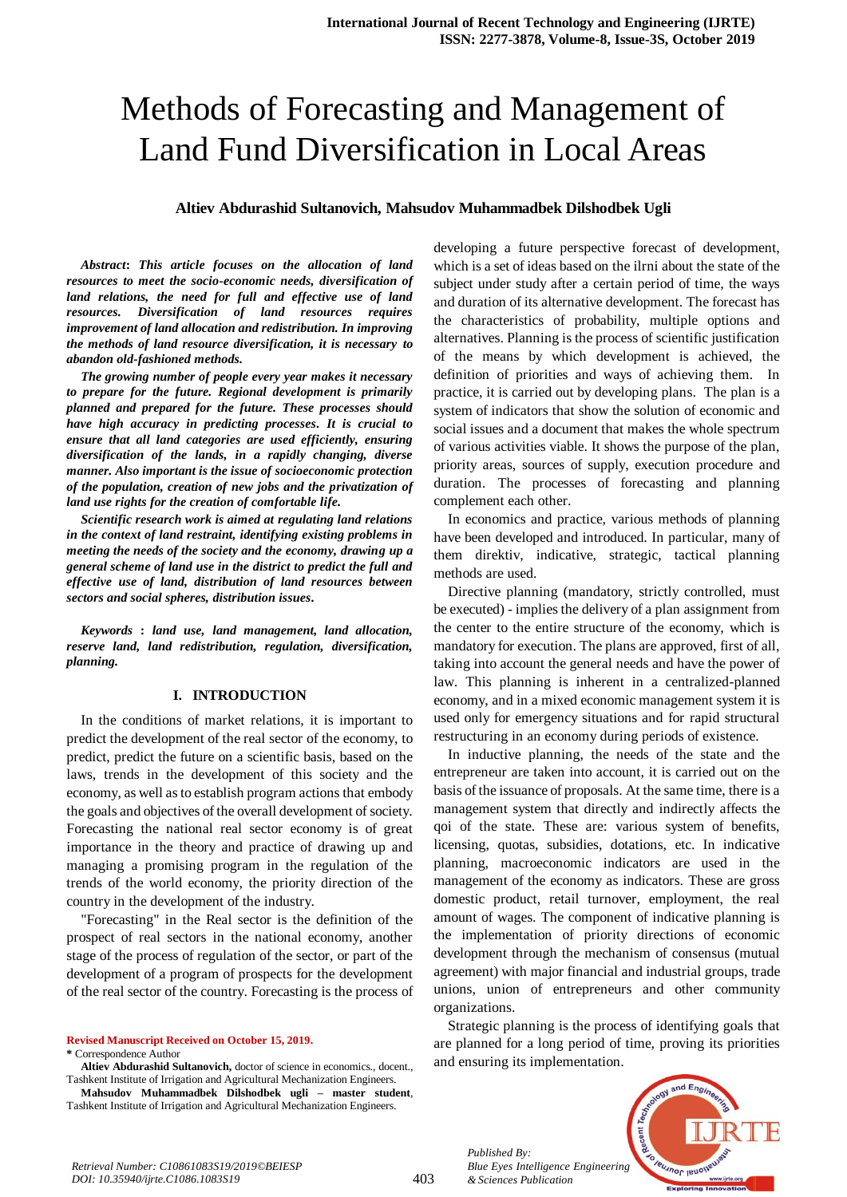# Methods of Forecasting and Management of Land Fund Diversification in Local Areas

**Altiev Abdurashid Sultanovich, Mahsudov Muhammadbek Dilshodbek Ugli**

***Abstract*****:** ***This article focuses on the allocation of land resources to meet the socio-economic needs, diversification of land relations, the need for full and effective use of land resources. Diversification of land resources requires improvement of land allocation and redistribution. In improving the methods of land resource diversification, it is necessary to abandon old-fashioned methods.***

***The growing number of people every year makes it necessary to prepare for the future. Regional development is primarily planned and prepared for the future. These processes should have high accuracy in predicting processes. It is crucial to ensure that all land categories are used efficiently, ensuring diversification of the lands, in a rapidly changing, diverse manner. Also important is the issue of socioeconomic protection of the population, creation of new jobs and the privatization of land use rights for the creation of comfortable life.***

***Scientific research work is aimed at regulating land relations in the context of land restraint, identifying existing problems in meeting the needs of the society and the economy, drawing up a general scheme of land use in the district to predict the full and effective use of land, distribution of land resources between sectors and social spheres, distribution issues.***

***Keywords*** **:** ***land use, land management, land allocation, reserve land, land redistribution, regulation, diversification, planning.***

## I. INTRODUCTION

In the conditions of market relations, it is important to predict the development of the real sector of the economy, to predict, predict the future on a scientific basis, based on the laws, trends in the development of this society and the economy, as well as to establish program actions that embody the goals and objectives of the overall development of society. Forecasting the national real sector economy is of great importance in the theory and practice of drawing up and managing a promising program in the regulation of the trends of the world economy, the priority direction of the country in the development of the industry.

"Forecasting" in the Real sector is the definition of the prospect of real sectors in the national economy, another stage of the process of regulation of the sector, or part of the development of a program of prospects for the development of the real sector of the country. Forecasting is the process of developing a future perspective forecast of development, which is a set of ideas based on the ilrni about the state of the subject under study after a certain period of time, the ways and duration of its alternative development. The forecast has the characteristics of probability, multiple options and alternatives. Planning is the process of scientific justification of the means by which development is achieved, the definition of priorities and ways of achieving them. In practice, it is carried out by developing plans. The plan is a system of indicators that show the solution of economic and social issues and a document that makes the whole spectrum of various activities viable. It shows the purpose of the plan, priority areas, sources of supply, execution procedure and duration. The processes of forecasting and planning complement each other.

In economics and practice, various methods of planning have been developed and introduced. In particular, many of them direktiv, indicative, strategic, tactical planning methods are used.

Directive planning (mandatory, strictly controlled, must be executed) - implies the delivery of a plan assignment from the center to the entire structure of the economy, which is mandatory for execution. The plans are approved, first of all, taking into account the general needs and have the power of law. This planning is inherent in a centralized-planned economy, and in a mixed economic management system it is used only for emergency situations and for rapid structural restructuring in an economy during periods of existence.

In inductive planning, the needs of the state and the entrepreneur are taken into account, it is carried out on the basis of the issuance of proposals. At the same time, there is a management system that directly and indirectly affects the qoi of the state. These are: various system of benefits, licensing, quotas, subsidies, dotations, etc. In indicative planning, macroeconomic indicators are used in the management of the economy as indicators. These are gross domestic product, retail turnover, employment, the real amount of wages. The component of indicative planning is the implementation of priority directions of economic development through the mechanism of consensus (mutual agreement) with major financial and industrial groups, trade unions, union of entrepreneurs and other community organizations.

Strategic planning is the process of identifying goals that are planned for a long period of time, proving its priorities and ensuring its implementation.

**Revised Manuscript Received on October 15, 2019.**

**\*** Correspondence Author

**Altiev Abdurashid Sultanovich,** doctor of science in economics., docent., Tashkent Institute of Irrigation and Agricultural Mechanization Engineers.

**Mahsudov Muhammadbek Dilshodbek ugli – master student**, Tashkent Institute of Irrigation and Agricultural Mechanization Engineers.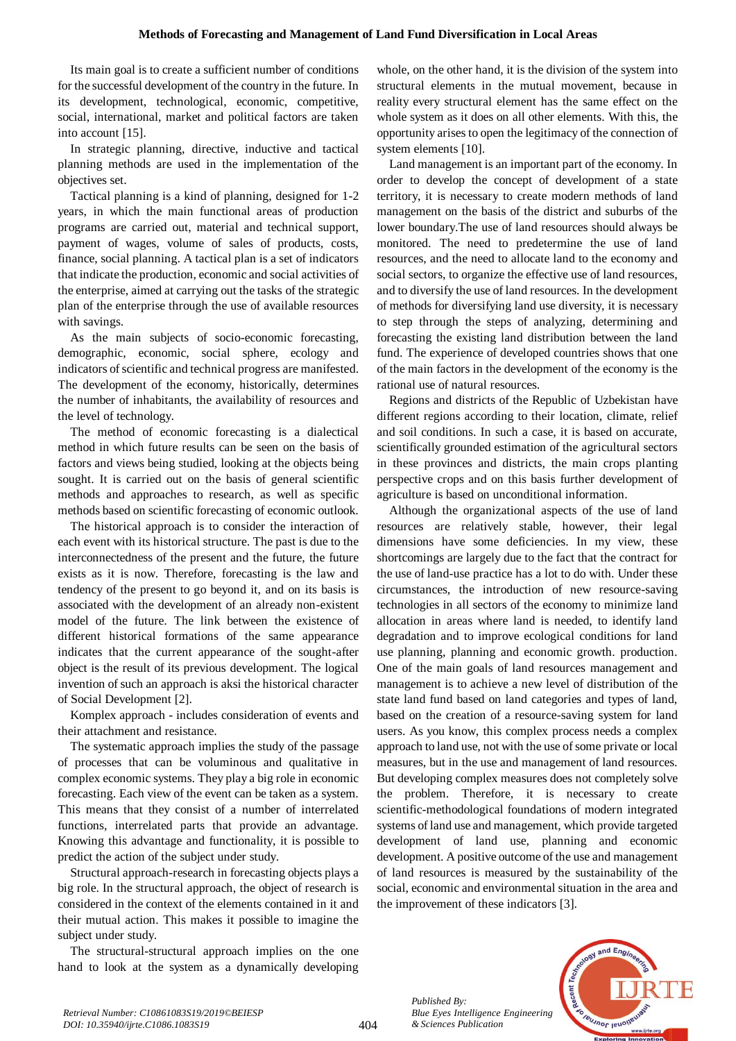Its main goal is to create a sufficient number of conditions for the successful development of the country in the future. In its development, technological, economic, competitive, social, international, market and political factors are taken into account [15].

In strategic planning, directive, inductive and tactical planning methods are used in the implementation of the objectives set.

Tactical planning is a kind of planning, designed for 1-2 years, in which the main functional areas of production programs are carried out, material and technical support, payment of wages, volume of sales of products, costs, finance, social planning. A tactical plan is a set of indicators that indicate the production, economic and social activities of the enterprise, aimed at carrying out the tasks of the strategic plan of the enterprise through the use of available resources with savings.

As the main subjects of socio-economic forecasting, demographic, economic, social sphere, ecology and indicators of scientific and technical progress are manifested. The development of the economy, historically, determines the number of inhabitants, the availability of resources and the level of technology.

The method of economic forecasting is a dialectical method in which future results can be seen on the basis of factors and views being studied, looking at the objects being sought. It is carried out on the basis of general scientific methods and approaches to research, as well as specific methods based on scientific forecasting of economic outlook.

The historical approach is to consider the interaction of each event with its historical structure. The past is due to the interconnectedness of the present and the future, the future exists as it is now. Therefore, forecasting is the law and tendency of the present to go beyond it, and on its basis is associated with the development of an already non-existent model of the future. The link between the existence of different historical formations of the same appearance indicates that the current appearance of the sought-after object is the result of its previous development. The logical invention of such an approach is aksi the historical character of Social Development [2].

Komplex approach - includes consideration of events and their attachment and resistance.

The systematic approach implies the study of the passage of processes that can be voluminous and qualitative in complex economic systems. They play a big role in economic forecasting. Each view of the event can be taken as a system. This means that they consist of a number of interrelated functions, interrelated parts that provide an advantage. Knowing this advantage and functionality, it is possible to predict the action of the subject under study.

Structural approach-research in forecasting objects plays a big role. In the structural approach, the object of research is considered in the context of the elements contained in it and their mutual action. This makes it possible to imagine the subject under study.

The structural-structural approach implies on the one hand to look at the system as a dynamically developing whole, on the other hand, it is the division of the system into structural elements in the mutual movement, because in reality every structural element has the same effect on the whole system as it does on all other elements. With this, the opportunity arises to open the legitimacy of the connection of system elements [10].

Land management is an important part of the economy. In order to develop the concept of development of a state territory, it is necessary to create modern methods of land management on the basis of the district and suburbs of the lower boundary.The use of land resources should always be monitored. The need to predetermine the use of land resources, and the need to allocate land to the economy and social sectors, to organize the effective use of land resources, and to diversify the use of land resources. In the development of methods for diversifying land use diversity, it is necessary to step through the steps of analyzing, determining and forecasting the existing land distribution between the land fund. The experience of developed countries shows that one of the main factors in the development of the economy is the rational use of natural resources.

Regions and districts of the Republic of Uzbekistan have different regions according to their location, climate, relief and soil conditions. In such a case, it is based on accurate, scientifically grounded estimation of the agricultural sectors in these provinces and districts, the main crops planting perspective crops and on this basis further development of agriculture is based on unconditional information.

Although the organizational aspects of the use of land resources are relatively stable, however, their legal dimensions have some deficiencies. In my view, these shortcomings are largely due to the fact that the contract for the use of land-use practice has a lot to do with. Under these circumstances, the introduction of new resource-saving technologies in all sectors of the economy to minimize land allocation in areas where land is needed, to identify land degradation and to improve ecological conditions for land use planning, planning and economic growth. production. One of the main goals of land resources management and management is to achieve a new level of distribution of the state land fund based on land categories and types of land, based on the creation of a resource-saving system for land users. As you know, this complex process needs a complex approach to land use, not with the use of some private or local measures, but in the use and management of land resources. But developing complex measures does not completely solve the problem. Therefore, it is necessary to create scientific-methodological foundations of modern integrated systems of land use and management, which provide targeted development of land use, planning and economic development. A positive outcome of the use and management of land resources is measured by the sustainability of the social, economic and environmental situation in the area and the improvement of these indicators [3].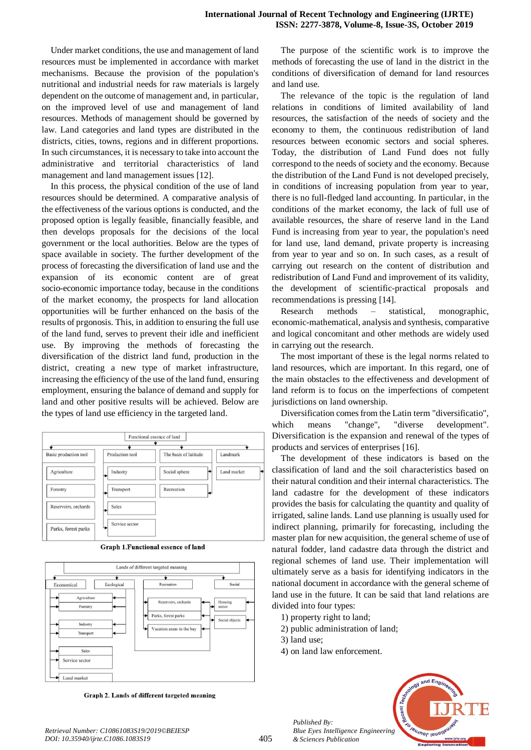Under market conditions, the use and management of land resources must be implemented in accordance with market mechanisms. Because the provision of the population's nutritional and industrial needs for raw materials is largely dependent on the outcome of management and, in particular, on the improved level of use and management of land resources. Methods of management should be governed by law. Land categories and land types are distributed in the districts, cities, towns, regions and in different proportions. In such circumstances, it is necessary to take into account the administrative and territorial characteristics of land management and land management issues [12].

In this process, the physical condition of the use of land resources should be determined. A comparative analysis of the effectiveness of the various options is conducted, and the proposed option is legally feasible, financially feasible, and then develops proposals for the decisions of the local government or the local authorities. Below are the types of space available in society. The further development of the process of forecasting the diversification of land use and the expansion of its economic content are of great socio-economic importance today, because in the conditions of the market economy, the prospects for land allocation opportunities will be further enhanced on the basis of the results of prgonosis. This, in addition to ensuring the full use of the land fund, serves to prevent their idle and inefficient use. By improving the methods of forecasting the diversification of the district land fund, production in the district, creating a new type of market infrastructure, increasing the efficiency of the use of the land fund, ensuring employment, ensuring the balance of demand and supply for land and other positive results will be achieved. Below are the types of land use efficiency in the targeted land.

Functional essence of land

- Basic production tool
  - Agriculture
  - Forestry
  - Reservoirs, orchards
  - Parks, forest parks
- Production tool
  - Industry
  - Transport
  - Sales
  - Service sector
- The basis of latitude
  - Social sphere
  - Recreation
- Landmark
  - Land market

**Graph 1.Functional essence of land**

Lands of different targeted meaning

- Economical
- Ecological
  - Agriculture
  - Forestry
  - Industry
  - Transport
  - Sales
  - Service sector
  - Land market
- Recreation
  - Reservoirs, orchards
  - Parks, forest parks
  - Vacation areas in the bay
- Social
  - Housing sector
  - Social objects

**Graph 2. Lands of different targeted meaning**

The purpose of the scientific work is to improve the methods of forecasting the use of land in the district in the conditions of diversification of demand for land resources and land use.

The relevance of the topic is the regulation of land relations in conditions of limited availability of land resources, the satisfaction of the needs of society and the economy to them, the continuous redistribution of land resources between economic sectors and social spheres. Today, the distribution of Land Fund does not fully correspond to the needs of society and the economy. Because the distribution of the Land Fund is not developed precisely, in conditions of increasing population from year to year, there is no full-fledged land accounting. In particular, in the conditions of the market economy, the lack of full use of available resources, the share of reserve land in the Land Fund is increasing from year to year, the population's need for land use, land demand, private property is increasing from year to year and so on. In such cases, as a result of carrying out research on the content of distribution and redistribution of Land Fund and improvement of its validity, the development of scientific-practical proposals and recommendations is pressing [14].

Research methods – statistical, monographic, economic-mathematical, analysis and synthesis, comparative and logical concomitant and other methods are widely used in carrying out the research.

The most important of these is the legal norms related to land resources, which are important. In this regard, one of the main obstacles to the effectiveness and development of land reform is to focus on the imperfections of competent jurisdictions on land ownership.

Diversification comes from the Latin term "diversificatio", which means "change", "diverse development". Diversification is the expansion and renewal of the types of products and services of enterprises [16].

The development of these indicators is based on the classification of land and the soil characteristics based on their natural condition and their internal characteristics. The land cadastre for the development of these indicators provides the basis for calculating the quantity and quality of irrigated, saline lands. Land use planning is usually used for indirect planning, primarily for forecasting, including the master plan for new acquisition, the general scheme of use of natural fodder, land cadastre data through the district and regional schemes of land use. Their implementation will ultimately serve as a basis for identifying indicators in the national document in accordance with the general scheme of land use in the future. It can be said that land relations are divided into four types:

1) property right to land;
2) public administration of land;
3) land use;
4) on land law enforcement.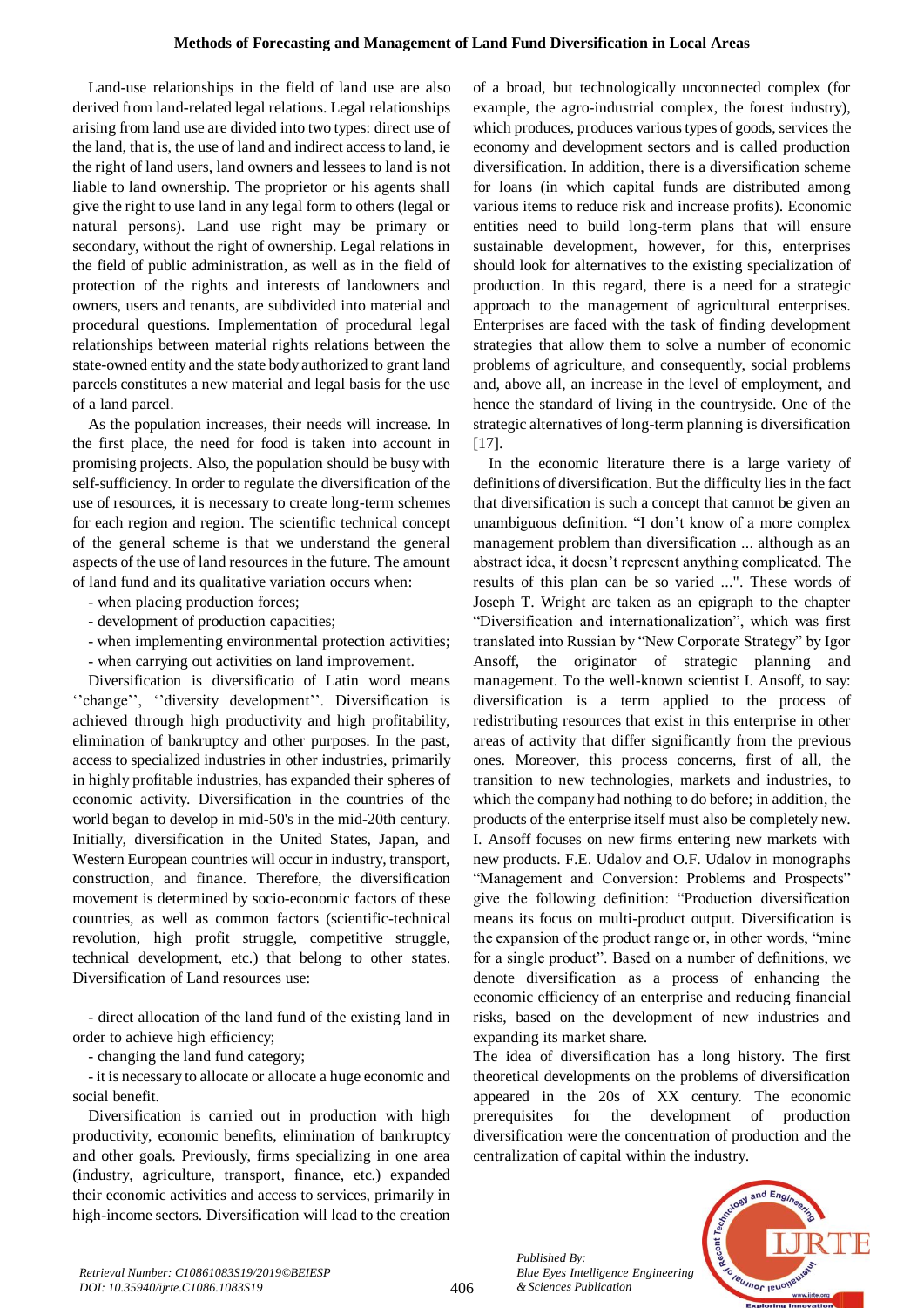Land-use relationships in the field of land use are also derived from land-related legal relations. Legal relationships arising from land use are divided into two types: direct use of the land, that is, the use of land and indirect access to land, ie the right of land users, land owners and lessees to land is not liable to land ownership. The proprietor or his agents shall give the right to use land in any legal form to others (legal or natural persons). Land use right may be primary or secondary, without the right of ownership. Legal relations in the field of public administration, as well as in the field of protection of the rights and interests of landowners and owners, users and tenants, are subdivided into material and procedural questions. Implementation of procedural legal relationships between material rights relations between the state-owned entity and the state body authorized to grant land parcels constitutes a new material and legal basis for the use of a land parcel.

As the population increases, their needs will increase. In the first place, the need for food is taken into account in promising projects. Also, the population should be busy with self-sufficiency. In order to regulate the diversification of the use of resources, it is necessary to create long-term schemes for each region and region. The scientific technical concept of the general scheme is that we understand the general aspects of the use of land resources in the future. The amount of land fund and its qualitative variation occurs when:

- when placing production forces;
- development of production capacities;
- when implementing environmental protection activities;
- when carrying out activities on land improvement.

Diversification is diversificatio of Latin word means ''change'', ''diversity development''. Diversification is achieved through high productivity and high profitability, elimination of bankruptcy and other purposes. In the past, access to specialized industries in other industries, primarily in highly profitable industries, has expanded their spheres of economic activity. Diversification in the countries of the world began to develop in mid-50's in the mid-20th century. Initially, diversification in the United States, Japan, and Western European countries will occur in industry, transport, construction, and finance. Therefore, the diversification movement is determined by socio-economic factors of these countries, as well as common factors (scientific-technical revolution, high profit struggle, competitive struggle, technical development, etc.) that belong to other states. Diversification of Land resources use:

- direct allocation of the land fund of the existing land in order to achieve high efficiency;
- changing the land fund category;
- it is necessary to allocate or allocate a huge economic and social benefit.

Diversification is carried out in production with high productivity, economic benefits, elimination of bankruptcy and other goals. Previously, firms specializing in one area (industry, agriculture, transport, finance, etc.) expanded their economic activities and access to services, primarily in high-income sectors. Diversification will lead to the creation of a broad, but technologically unconnected complex (for example, the agro-industrial complex, the forest industry), which produces, produces various types of goods, services the economy and development sectors and is called production diversification. In addition, there is a diversification scheme for loans (in which capital funds are distributed among various items to reduce risk and increase profits). Economic entities need to build long-term plans that will ensure sustainable development, however, for this, enterprises should look for alternatives to the existing specialization of production. In this regard, there is a need for a strategic approach to the management of agricultural enterprises. Enterprises are faced with the task of finding development strategies that allow them to solve a number of economic problems of agriculture, and consequently, social problems and, above all, an increase in the level of employment, and hence the standard of living in the countryside. One of the strategic alternatives of long-term planning is diversification [17].

In the economic literature there is a large variety of definitions of diversification. But the difficulty lies in the fact that diversification is such a concept that cannot be given an unambiguous definition. "I don't know of a more complex management problem than diversification ... although as an abstract idea, it doesn't represent anything complicated. The results of this plan can be so varied ...". These words of Joseph T. Wright are taken as an epigraph to the chapter "Diversification and internationalization", which was first translated into Russian by "New Corporate Strategy" by Igor Ansoff, the originator of strategic planning and management. To the well-known scientist I. Ansoff, to say: diversification is a term applied to the process of redistributing resources that exist in this enterprise in other areas of activity that differ significantly from the previous ones. Moreover, this process concerns, first of all, the transition to new technologies, markets and industries, to which the company had nothing to do before; in addition, the products of the enterprise itself must also be completely new. I. Ansoff focuses on new firms entering new markets with new products. F.E. Udalov and O.F. Udalov in monographs "Management and Conversion: Problems and Prospects" give the following definition: "Production diversification means its focus on multi-product output. Diversification is the expansion of the product range or, in other words, "mine for a single product". Based on a number of definitions, we denote diversification as a process of enhancing the economic efficiency of an enterprise and reducing financial risks, based on the development of new industries and expanding its market share.

The idea of diversification has a long history. The first theoretical developments on the problems of diversification appeared in the 20s of XX century. The economic prerequisites for the development of production diversification were the concentration of production and the centralization of capital within the industry.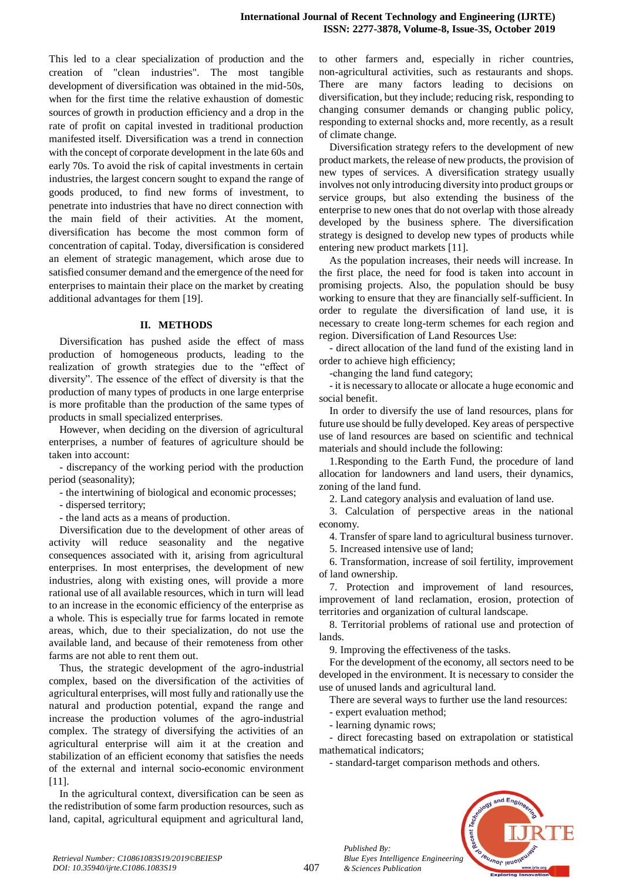This led to a clear specialization of production and the creation of "clean industries". The most tangible development of diversification was obtained in the mid-50s, when for the first time the relative exhaustion of domestic sources of growth in production efficiency and a drop in the rate of profit on capital invested in traditional production manifested itself. Diversification was a trend in connection with the concept of corporate development in the late 60s and early 70s. To avoid the risk of capital investments in certain industries, the largest concern sought to expand the range of goods produced, to find new forms of investment, to penetrate into industries that have no direct connection with the main field of their activities. At the moment, diversification has become the most common form of concentration of capital. Today, diversification is considered an element of strategic management, which arose due to satisfied consumer demand and the emergence of the need for enterprises to maintain their place on the market by creating additional advantages for them [19].

## II. METHODS

Diversification has pushed aside the effect of mass production of homogeneous products, leading to the realization of growth strategies due to the "effect of diversity". The essence of the effect of diversity is that the production of many types of products in one large enterprise is more profitable than the production of the same types of products in small specialized enterprises.

However, when deciding on the diversion of agricultural enterprises, a number of features of agriculture should be taken into account:

- discrepancy of the working period with the production period (seasonality);
- the intertwining of biological and economic processes;
- dispersed territory;
- the land acts as a means of production.

Diversification due to the development of other areas of activity will reduce seasonality and the negative consequences associated with it, arising from agricultural enterprises. In most enterprises, the development of new industries, along with existing ones, will provide a more rational use of all available resources, which in turn will lead to an increase in the economic efficiency of the enterprise as a whole. This is especially true for farms located in remote areas, which, due to their specialization, do not use the available land, and because of their remoteness from other farms are not able to rent them out.

Thus, the strategic development of the agro-industrial complex, based on the diversification of the activities of agricultural enterprises, will most fully and rationally use the natural and production potential, expand the range and increase the production volumes of the agro-industrial complex. The strategy of diversifying the activities of an agricultural enterprise will aim it at the creation and stabilization of an efficient economy that satisfies the needs of the external and internal socio-economic environment [11].

In the agricultural context, diversification can be seen as the redistribution of some farm production resources, such as land, capital, agricultural equipment and agricultural land, to other farmers and, especially in richer countries, non-agricultural activities, such as restaurants and shops. There are many factors leading to decisions on diversification, but they include; reducing risk, responding to changing consumer demands or changing public policy, responding to external shocks and, more recently, as a result of climate change.

Diversification strategy refers to the development of new product markets, the release of new products, the provision of new types of services. A diversification strategy usually involves not only introducing diversity into product groups or service groups, but also extending the business of the enterprise to new ones that do not overlap with those already developed by the business sphere. The diversification strategy is designed to develop new types of products while entering new product markets [11].

As the population increases, their needs will increase. In the first place, the need for food is taken into account in promising projects. Also, the population should be busy working to ensure that they are financially self-sufficient. In order to regulate the diversification of land use, it is necessary to create long-term schemes for each region and region. Diversification of Land Resources Use:

- direct allocation of the land fund of the existing land in order to achieve high efficiency;
- changing the land fund category;
- it is necessary to allocate or allocate a huge economic and social benefit.

In order to diversify the use of land resources, plans for future use should be fully developed. Key areas of perspective use of land resources are based on scientific and technical materials and should include the following:

1. Responding to the Earth Fund, the procedure of land allocation for landowners and land users, their dynamics, zoning of the land fund.
2. Land category analysis and evaluation of land use.
3. Calculation of perspective areas in the national economy.
4. Transfer of spare land to agricultural business turnover.
5. Increased intensive use of land;
6. Transformation, increase of soil fertility, improvement of land ownership.
7. Protection and improvement of land resources, improvement of land reclamation, erosion, protection of territories and organization of cultural landscape.
8. Territorial problems of rational use and protection of lands.
9. Improving the effectiveness of the tasks.

For the development of the economy, all sectors need to be developed in the environment. It is necessary to consider the use of unused lands and agricultural land.

There are several ways to further use the land resources:

- expert evaluation method;
- learning dynamic rows;
- direct forecasting based on extrapolation or statistical mathematical indicators;
- standard-target comparison methods and others.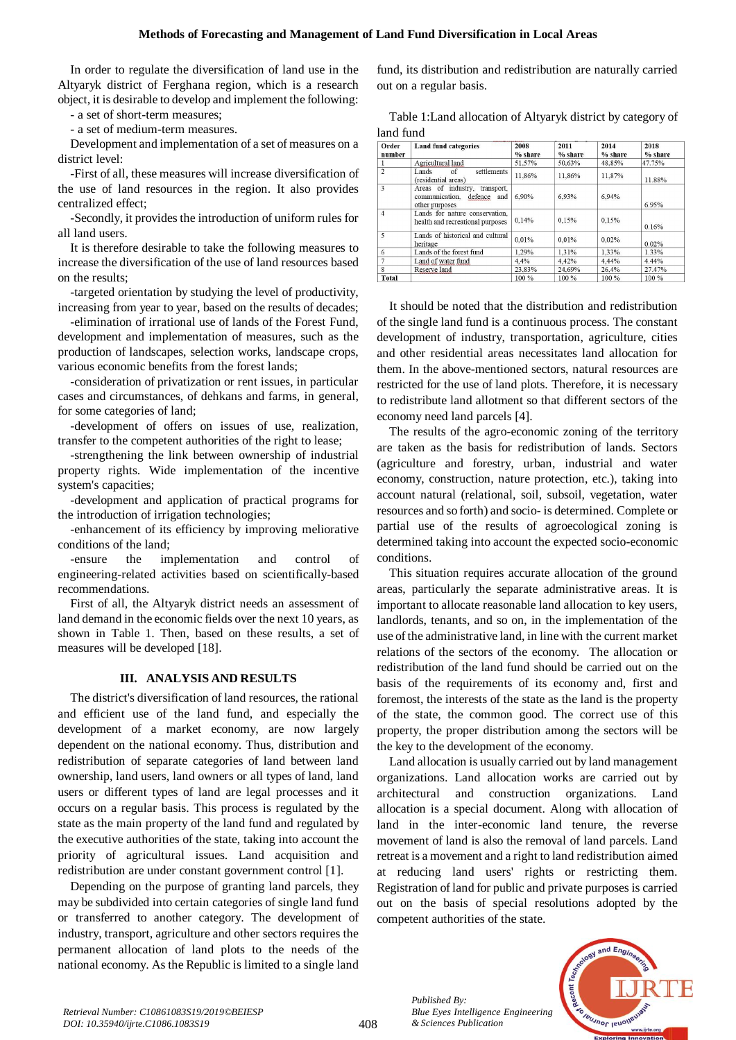In order to regulate the diversification of land use in the Altyaryk district of Ferghana region, which is a research object, it is desirable to develop and implement the following:

- a set of short-term measures;
- a set of medium-term measures.

Development and implementation of a set of measures on a district level:

-First of all, these measures will increase diversification of the use of land resources in the region. It also provides centralized effect;

-Secondly, it provides the introduction of uniform rules for all land users.

It is therefore desirable to take the following measures to increase the diversification of the use of land resources based on the results;

-targeted orientation by studying the level of productivity, increasing from year to year, based on the results of decades;

-elimination of irrational use of lands of the Forest Fund, development and implementation of measures, such as the production of landscapes, selection works, landscape crops, various economic benefits from the forest lands;

-consideration of privatization or rent issues, in particular cases and circumstances, of dehkans and farms, in general, for some categories of land;

-development of offers on issues of use, realization, transfer to the competent authorities of the right to lease;

-strengthening the link between ownership of industrial property rights. Wide implementation of the incentive system's capacities;

-development and application of practical programs for the introduction of irrigation technologies;

-enhancement of its efficiency by improving meliorative conditions of the land;

-ensure the implementation and control of engineering-related activities based on scientifically-based recommendations.

First of all, the Altyaryk district needs an assessment of land demand in the economic fields over the next 10 years, as shown in Table 1. Then, based on these results, a set of measures will be developed [18].

## III. ANALYSIS AND RESULTS

The district's diversification of land resources, the rational and efficient use of the land fund, and especially the development of a market economy, are now largely dependent on the national economy. Thus, distribution and redistribution of separate categories of land between land ownership, land users, land owners or all types of land, land users or different types of land are legal processes and it occurs on a regular basis. This process is regulated by the state as the main property of the land fund and regulated by the executive authorities of the state, taking into account the priority of agricultural issues. Land acquisition and redistribution are under constant government control [1].

Depending on the purpose of granting land parcels, they may be subdivided into certain categories of single land fund or transferred to another category. The development of industry, transport, agriculture and other sectors requires the permanent allocation of land plots to the needs of the national economy. As the Republic is limited to a single land fund, its distribution and redistribution are naturally carried out on a regular basis.

Table 1:Land allocation of Altyaryk district by category of land fund

| Order number | Land fund categories | 2008 % share | 2011 % share | 2014 % share | 2018 % share |
|---|---|---|---|---|---|
| 1 | Agricultural land | 51,57% | 50,63% | 48,85% | 47.75% |
| 2 | Lands of settlements (residential areas) | 11,86% | 11,86% | 11,87% | 11.88% |
| 3 | Areas of industry, transport, communication, defence and other purposes | 6,90% | 6,93% | 6,94% | 6.95% |
| 4 | Lands for nature conservation, health and recreational purposes | 0,14% | 0,15% | 0,15% | 0.16% |
| 5 | Lands of historical and cultural heritage | 0,01% | 0,01% | 0,02% | 0.02% |
| 6 | Lands of the forest fund | 1,29% | 1,31% | 1,33% | 1.33% |
| 7 | Land of water fund | 4,4% | 4,42% | 4,44% | 4.44% |
| 8 | Reserve land | 23,83% | 24,69% | 26,4% | 27.47% |
| Total | | 100 % | 100 % | 100 % | 100 % |

It should be noted that the distribution and redistribution of the single land fund is a continuous process. The constant development of industry, transportation, agriculture, cities and other residential areas necessitates land allocation for them. In the above-mentioned sectors, natural resources are restricted for the use of land plots. Therefore, it is necessary to redistribute land allotment so that different sectors of the economy need land parcels [4].

The results of the agro-economic zoning of the territory are taken as the basis for redistribution of lands. Sectors (agriculture and forestry, urban, industrial and water economy, construction, nature protection, etc.), taking into account natural (relational, soil, subsoil, vegetation, water resources and so forth) and socio- is determined. Complete or partial use of the results of agroecological zoning is determined taking into account the expected socio-economic conditions.

This situation requires accurate allocation of the ground areas, particularly the separate administrative areas. It is important to allocate reasonable land allocation to key users, landlords, tenants, and so on, in the implementation of the use of the administrative land, in line with the current market relations of the sectors of the economy. The allocation or redistribution of the land fund should be carried out on the basis of the requirements of its economy and, first and foremost, the interests of the state as the land is the property of the state, the common good. The correct use of this property, the proper distribution among the sectors will be the key to the development of the economy.

Land allocation is usually carried out by land management organizations. Land allocation works are carried out by architectural and construction organizations. Land allocation is a special document. Along with allocation of land in the inter-economic land tenure, the reverse movement of land is also the removal of land parcels. Land retreat is a movement and a right to land redistribution aimed at reducing land users' rights or restricting them. Registration of land for public and private purposes is carried out on the basis of special resolutions adopted by the competent authorities of the state.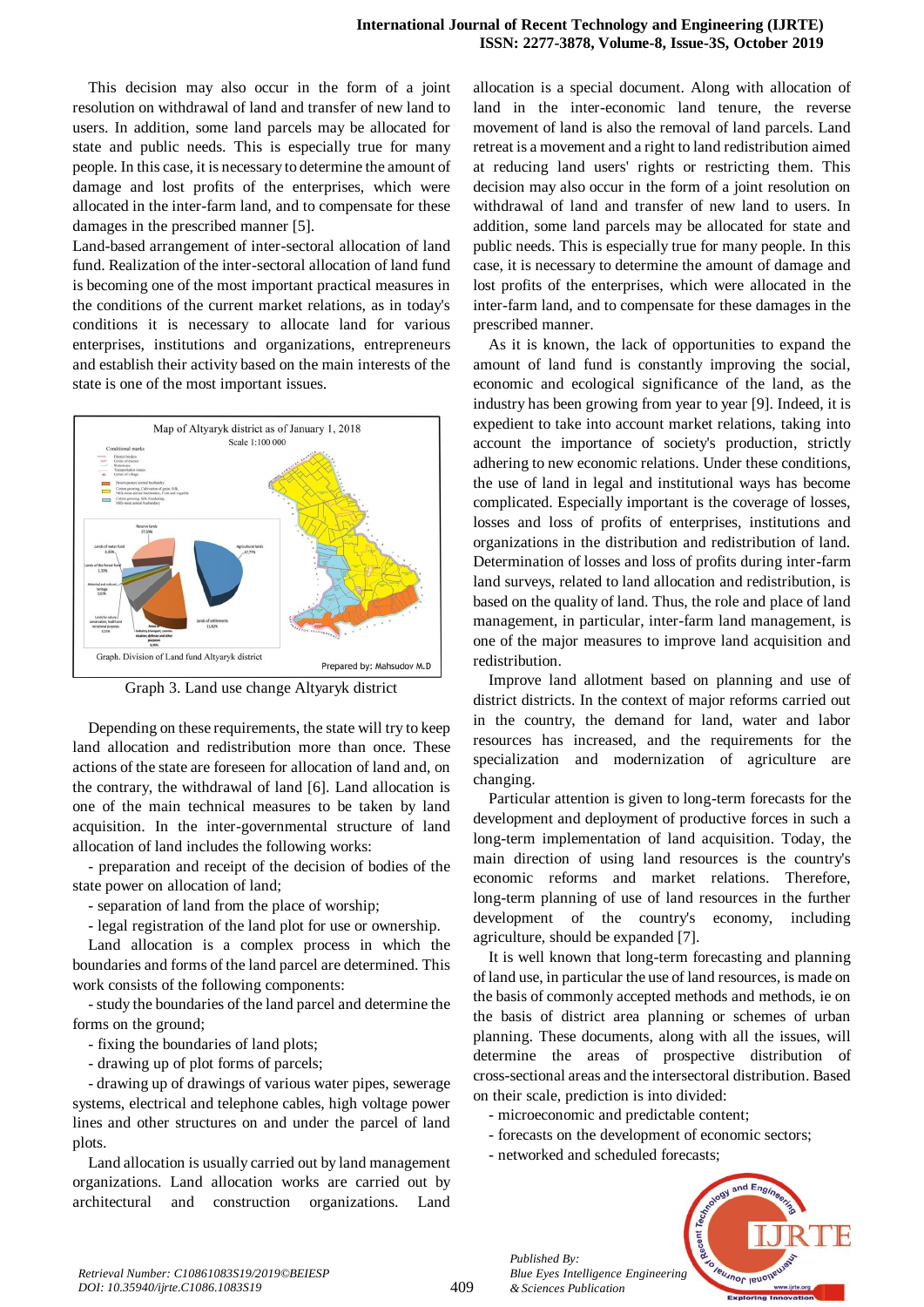This decision may also occur in the form of a joint resolution on withdrawal of land and transfer of new land to users. In addition, some land parcels may be allocated for state and public needs. This is especially true for many people. In this case, it is necessary to determine the amount of damage and lost profits of the enterprises, which were allocated in the inter-farm land, and to compensate for these damages in the prescribed manner [5].

Land-based arrangement of inter-sectoral allocation of land fund. Realization of the inter-sectoral allocation of land fund is becoming one of the most important practical measures in the conditions of the current market relations, as in today's conditions it is necessary to allocate land for various enterprises, institutions and organizations, entrepreneurs and establish their activity based on the main interests of the state is one of the most important issues.

Graph 3. Land use change Altyaryk district

Depending on these requirements, the state will try to keep land allocation and redistribution more than once. These actions of the state are foreseen for allocation of land and, on the contrary, the withdrawal of land [6]. Land allocation is one of the main technical measures to be taken by land acquisition. In the inter-governmental structure of land allocation of land includes the following works:

- preparation and receipt of the decision of bodies of the state power on allocation of land;
- separation of land from the place of worship;
- legal registration of the land plot for use or ownership.

Land allocation is a complex process in which the boundaries and forms of the land parcel are determined. This work consists of the following components:

- study the boundaries of the land parcel and determine the forms on the ground;
- fixing the boundaries of land plots;
- drawing up of plot forms of parcels;
- drawing up of drawings of various water pipes, sewerage systems, electrical and telephone cables, high voltage power lines and other structures on and under the parcel of land plots.

Land allocation is usually carried out by land management organizations. Land allocation works are carried out by architectural and construction organizations. Land allocation is a special document. Along with allocation of land in the inter-economic land tenure, the reverse movement of land is also the removal of land parcels. Land retreat is a movement and a right to land redistribution aimed at reducing land users' rights or restricting them. This decision may also occur in the form of a joint resolution on withdrawal of land and transfer of new land to users. In addition, some land parcels may be allocated for state and public needs. This is especially true for many people. In this case, it is necessary to determine the amount of damage and lost profits of the enterprises, which were allocated in the inter-farm land, and to compensate for these damages in the prescribed manner.

As it is known, the lack of opportunities to expand the amount of land fund is constantly improving the social, economic and ecological significance of the land, as the industry has been growing from year to year [9]. Indeed, it is expedient to take into account market relations, taking into account the importance of society's production, strictly adhering to new economic relations. Under these conditions, the use of land in legal and institutional ways has become complicated. Especially important is the coverage of losses, losses and loss of profits of enterprises, institutions and organizations in the distribution and redistribution of land. Determination of losses and loss of profits during inter-farm land surveys, related to land allocation and redistribution, is based on the quality of land. Thus, the role and place of land management, in particular, inter-farm land management, is one of the major measures to improve land acquisition and redistribution.

Improve land allotment based on planning and use of district districts. In the context of major reforms carried out in the country, the demand for land, water and labor resources has increased, and the requirements for the specialization and modernization of agriculture are changing.

Particular attention is given to long-term forecasts for the development and deployment of productive forces in such a long-term implementation of land acquisition. Today, the main direction of using land resources is the country's economic reforms and market relations. Therefore, long-term planning of use of land resources in the further development of the country's economy, including agriculture, should be expanded [7].

It is well known that long-term forecasting and planning of land use, in particular the use of land resources, is made on the basis of commonly accepted methods and methods, ie on the basis of district area planning or schemes of urban planning. These documents, along with all the issues, will determine the areas of prospective distribution of cross-sectional areas and the intersectoral distribution. Based on their scale, prediction is into divided:

- microeconomic and predictable content;
- forecasts on the development of economic sectors;
- networked and scheduled forecasts;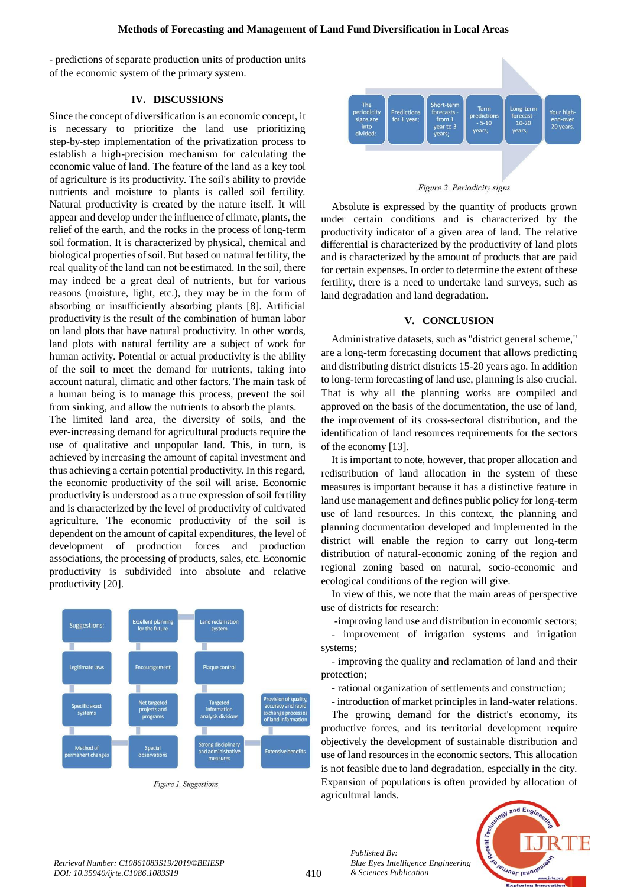- predictions of separate production units of production units of the economic system of the primary system.

## IV. DISCUSSIONS

Since the concept of diversification is an economic concept, it is necessary to prioritize the land use prioritizing step-by-step implementation of the privatization process to establish a high-precision mechanism for calculating the economic value of land. The feature of the land as a key tool of agriculture is its productivity. The soil's ability to provide nutrients and moisture to plants is called soil fertility. Natural productivity is created by the nature itself. It will appear and develop under the influence of climate, plants, the relief of the earth, and the rocks in the process of long-term soil formation. It is characterized by physical, chemical and biological properties of soil. But based on natural fertility, the real quality of the land can not be estimated. In the soil, there may indeed be a great deal of nutrients, but for various reasons (moisture, light, etc.), they may be in the form of absorbing or insufficiently absorbing plants [8]. Artificial productivity is the result of the combination of human labor on land plots that have natural productivity. In other words, land plots with natural fertility are a subject of work for human activity. Potential or actual productivity is the ability of the soil to meet the demand for nutrients, taking into account natural, climatic and other factors. The main task of a human being is to manage this process, prevent the soil from sinking, and allow the nutrients to absorb the plants.

The limited land area, the diversity of soils, and the ever-increasing demand for agricultural products require the use of qualitative and unpopular land. This, in turn, is achieved by increasing the amount of capital investment and thus achieving a certain potential productivity. In this regard, the economic productivity of the soil will arise. Economic productivity is understood as a true expression of soil fertility and is characterized by the level of productivity of cultivated agriculture. The economic productivity of the soil is dependent on the amount of capital expenditures, the level of development of production forces and production associations, the processing of products, sales, etc. Economic productivity is subdivided into absolute and relative productivity [20].

| Suggestions: | Excellent planning for the future | Land reclamation system | |
|---|---|---|---|
| Legitimate laws | Encouragement | Plaque control | |
| Specific exact systems | Net targeted projects and programs | Targeted information analysis divisions | Provision of quality, accuracy and rapid exchange processes of land information |
| Method of permanent changes | Special observations | Strong disciplinary and administrative measures | Extensive benefits |

*Figure 1. Suggestions*

| The periodicity signs are into divided: | Predictions for 1 year; | Short-term forecasts - from 1 year to 3 years; | Term predictions - 5-10 years; | Long-term forecast - 10-20 years; | Your high-end-over 20 years. |
|---|---|---|---|---|---|

*Figure 2. Periodicity signs*

Absolute is expressed by the quantity of products grown under certain conditions and is characterized by the productivity indicator of a given area of land. The relative differential is characterized by the productivity of land plots and is characterized by the amount of products that are paid for certain expenses. In order to determine the extent of these fertility, there is a need to undertake land surveys, such as land degradation and land degradation.

## V. CONCLUSION

Administrative datasets, such as "district general scheme," are a long-term forecasting document that allows predicting and distributing district districts 15-20 years ago. In addition to long-term forecasting of land use, planning is also crucial. That is why all the planning works are compiled and approved on the basis of the documentation, the use of land, the improvement of its cross-sectoral distribution, and the identification of land resources requirements for the sectors of the economy [13].

It is important to note, however, that proper allocation and redistribution of land allocation in the system of these measures is important because it has a distinctive feature in land use management and defines public policy for long-term use of land resources. In this context, the planning and planning documentation developed and implemented in the district will enable the region to carry out long-term distribution of natural-economic zoning of the region and regional zoning based on natural, socio-economic and ecological conditions of the region will give.

In view of this, we note that the main areas of perspective use of districts for research:

-improving land use and distribution in economic sectors;

- improvement of irrigation systems and irrigation systems;

- improving the quality and reclamation of land and their protection;

- rational organization of settlements and construction;

- introduction of market principles in land-water relations.

The growing demand for the district's economy, its productive forces, and its territorial development require objectively the development of sustainable distribution and use of land resources in the economic sectors. This allocation is not feasible due to land degradation, especially in the city. Expansion of populations is often provided by allocation of agricultural lands.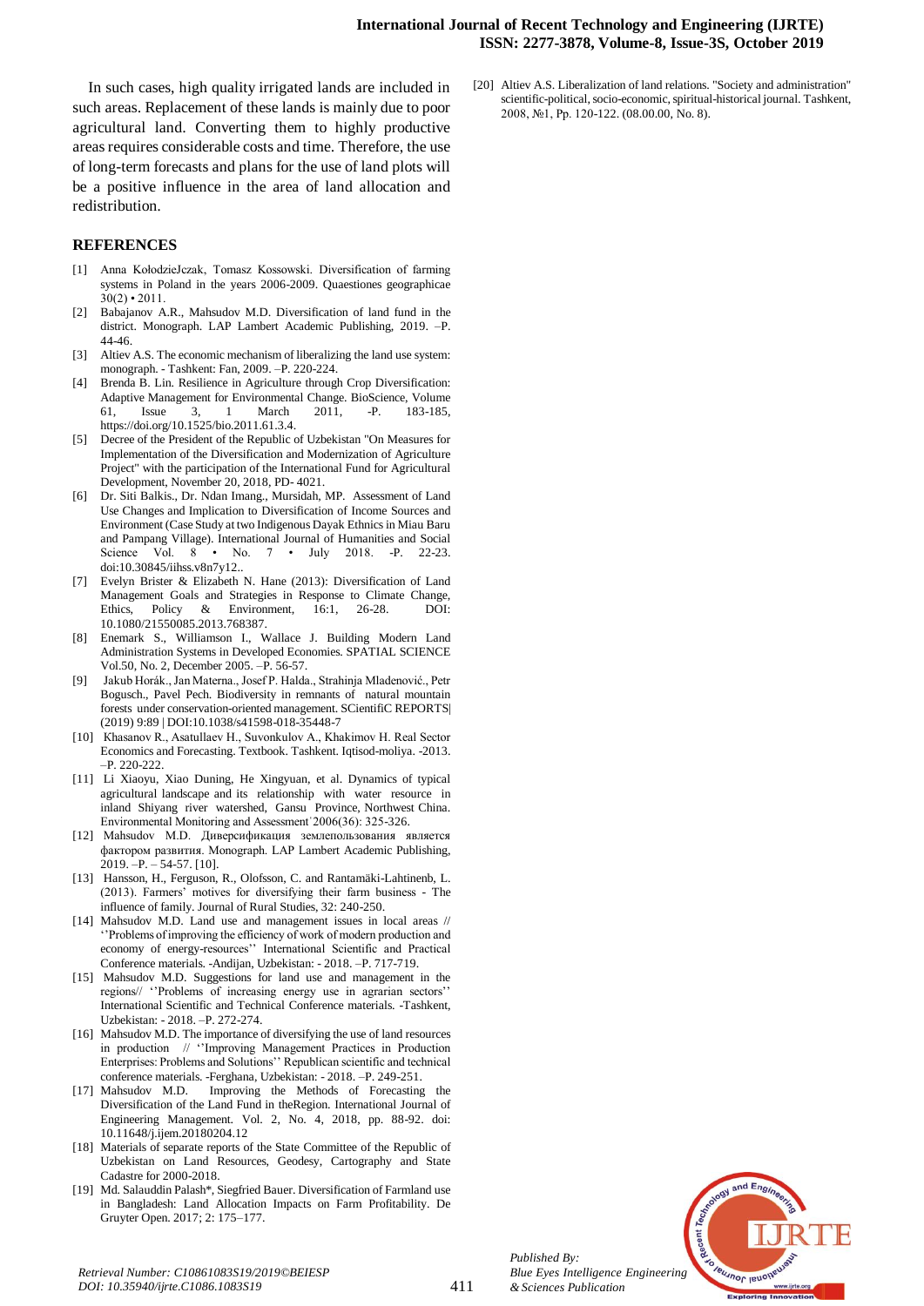In such cases, high quality irrigated lands are included in such areas. Replacement of these lands is mainly due to poor agricultural land. Converting them to highly productive areas requires considerable costs and time. Therefore, the use of long-term forecasts and plans for the use of land plots will be a positive influence in the area of land allocation and redistribution.

## REFERENCES

[1] Anna KołodzieJczak, Tomasz Kossowski. Diversification of farming systems in Poland in the years 2006-2009. Quaestiones geographicae 30(2) • 2011.

[2] Babajanov A.R., Mahsudov M.D. Diversification of land fund in the district. Monograph. LAP Lambert Academic Publishing, 2019. –P. 44-46.

[3] Altiev A.S. The economic mechanism of liberalizing the land use system: monograph. - Tashkent: Fan, 2009. –P. 220-224.

[4] Brenda B. Lin. Resilience in Agriculture through Crop Diversification: Adaptive Management for Environmental Change. BioScience, Volume 61, Issue 3, 1 March 2011, -P. 183-185, https://doi.org/10.1525/bio.2011.61.3.4.

[5] Decree of the President of the Republic of Uzbekistan "On Measures for Implementation of the Diversification and Modernization of Agriculture Project" with the participation of the International Fund for Agricultural Development, November 20, 2018, PD- 4021.

[6] Dr. Siti Balkis., Dr. Ndan Imang., Mursidah, MP. Assessment of Land Use Changes and Implication to Diversification of Income Sources and Environment (Case Study at two Indigenous Dayak Ethnics in Miau Baru and Pampang Village). International Journal of Humanities and Social Science Vol. 8 • No. 7 • July 2018. -P. 22-23. doi:10.30845/iihss.v8n7y12..

[7] Evelyn Brister & Elizabeth N. Hane (2013): Diversification of Land Management Goals and Strategies in Response to Climate Change, Ethics, Policy & Environment, 16:1, 26-28. DOI: 10.1080/21550085.2013.768387.

[8] Enemark S., Williamson I., Wallace J. Building Modern Land Administration Systems in Developed Economies. SPATIAL SCIENCE Vol.50, No. 2, December 2005. –P. 56-57.

[9] Jakub Horák., Jan Materna., Josef P. Halda., Strahinja Mladenović., Petr Bogusch., Pavel Pech. Biodiversity in remnants of natural mountain forests under conservation-oriented management. SCientifiC REPORTS| (2019) 9:89 | DOI:10.1038/s41598-018-35448-7

[10] Khasanov R., Asatullaev H., Suvonkulov A., Khakimov H. Real Sector Economics and Forecasting. Textbook. Tashkent. Iqtisod-moliya. -2013. –P. 220-222.

[11] Li Xiaoyu, Xiao Duning, He Xingyuan, et al. Dynamics of typical agricultural landscape and its relationship with water resource in inland Shiyang river watershed, Gansu Province, Northwest China. Environmental Monitoring and Assessment' 2006(36): 325-326.

[12] Mahsudov M.D. Диверсификация землепользования является фактором развития. Monograph. LAP Lambert Academic Publishing, 2019. –P. – 54-57. [10].

[13] Hansson, H., Ferguson, R., Olofsson, C. and Rantamäki-Lahtinenb, L. (2013). Farmers' motives for diversifying their farm business - The influence of family. Journal of Rural Studies, 32: 240-250.

[14] Mahsudov M.D. Land use and management issues in local areas // ''Problems of improving the efficiency of work of modern production and economy of energy-resources'' International Scientific and Practical Conference materials. -Andijan, Uzbekistan: - 2018. –P. 717-719.

[15] Mahsudov M.D. Suggestions for land use and management in the regions// ''Problems of increasing energy use in agrarian sectors'' International Scientific and Technical Conference materials. -Tashkent, Uzbekistan: - 2018. –P. 272-274.

[16] Mahsudov M.D. The importance of diversifying the use of land resources in production // ''Improving Management Practices in Production Enterprises: Problems and Solutions'' Republican scientific and technical conference materials. -Ferghana, Uzbekistan: - 2018. –P. 249-251.

[17] Mahsudov M.D. Improving the Methods of Forecasting the Diversification of the Land Fund in theRegion. International Journal of Engineering Management. Vol. 2, No. 4, 2018, pp. 88-92. doi: 10.11648/j.ijem.20180204.12

[18] Materials of separate reports of the State Committee of the Republic of Uzbekistan on Land Resources, Geodesy, Cartography and State Cadastre for 2000-2018.

[19] Md. Salauddin Palash*, Siegfried Bauer. Diversification of Farmland use in Bangladesh: Land Allocation Impacts on Farm Profitability. De Gruyter Open. 2017; 2: 175–177.

[20] Altiev A.S. Liberalization of land relations. "Society and administration" scientific-political, socio-economic, spiritual-historical journal. Tashkent, 2008, №1, Pp. 120-122. (08.00.00, No. 8).